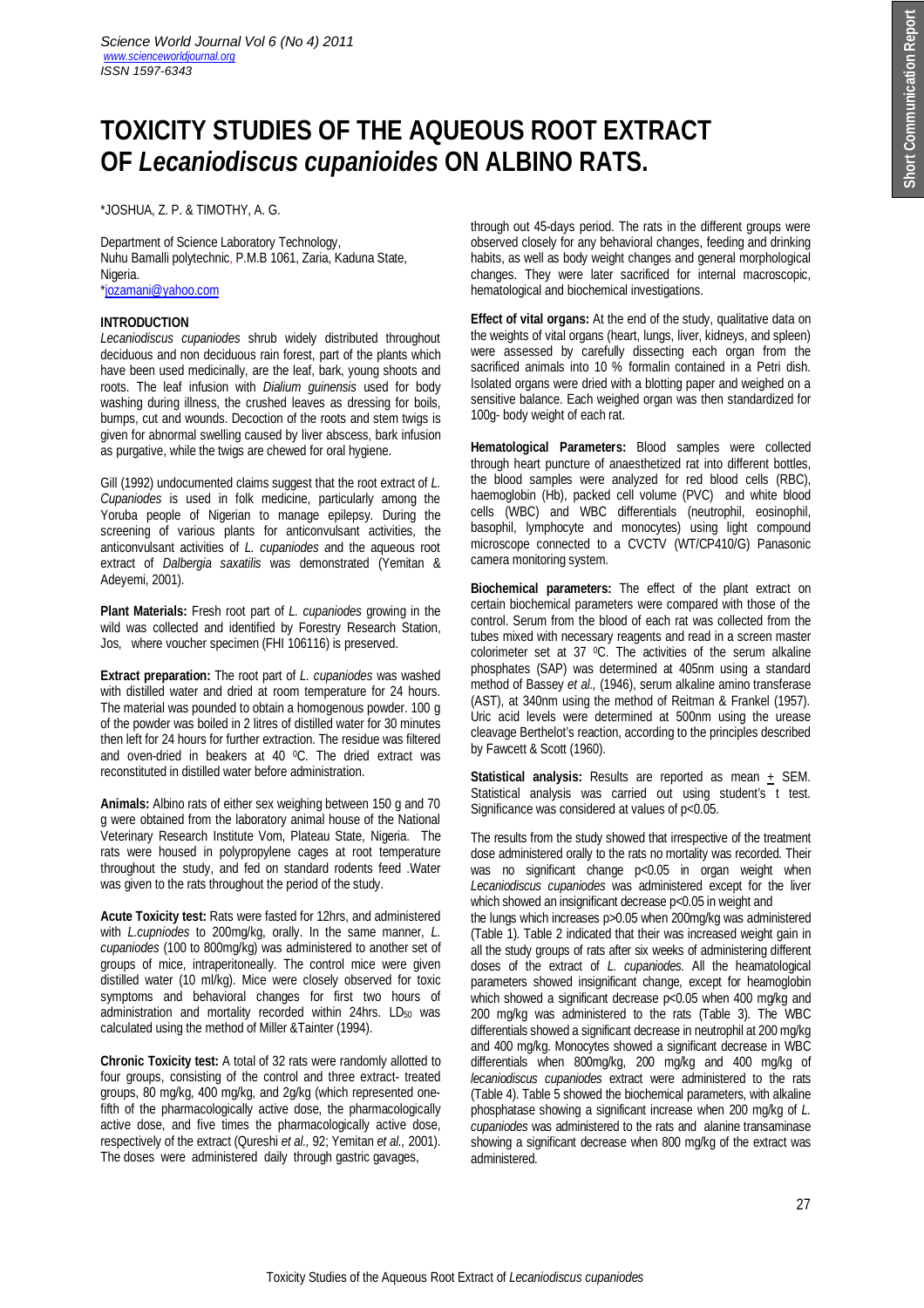# TOXICITY STUDIES OF THE AQUEOUS ROOT EXTRACT OF *Lecaniodiscus cupanioides* ON ALBINO RATS.

*JOSHUA, Z. P. & TIMOTHY, A. G.

Department of Science Laboratory Technology,
Nuhu Bamalli polytechnic, P.M.B 1061, Zaria, Kaduna State, Nigeria.
*jozamani@yahoo.com

## INTRODUCTION

*Lecaniodiscus cupaniodes* shrub widely distributed throughout deciduous and non deciduous rain forest, part of the plants which have been used medicinally, are the leaf, bark, young shoots and roots. The leaf infusion with *Dialium guinensis* used for body washing during illness, the crushed leaves as dressing for boils, bumps, cut and wounds. Decoction of the roots and stem twigs is given for abnormal swelling caused by liver abscess, bark infusion as purgative, while the twigs are chewed for oral hygiene.

Gill (1992) undocumented claims suggest that the root extract of *L. Cupaniodes* is used in folk medicine, particularly among the Yoruba people of Nigerian to manage epilepsy. During the screening of various plants for anticonvulsant activities, the anticonvulsant activities of *L. cupaniodes* and the aqueous root extract of *Dalbergia saxatilis* was demonstrated (Yemitan & Adeyemi, 2001).

**Plant Materials:** Fresh root part of *L. cupaniodes* growing in the wild was collected and identified by Forestry Research Station, Jos, where voucher specimen (FHI 106116) is preserved.

**Extract preparation:** The root part of *L. cupaniodes* was washed with distilled water and dried at room temperature for 24 hours. The material was pounded to obtain a homogenous powder. 100 g of the powder was boiled in 2 litres of distilled water for 30 minutes then left for 24 hours for further extraction. The residue was filtered and oven-dried in beakers at 40 $^0$C. The dried extract was reconstituted in distilled water before administration.

**Animals:** Albino rats of either sex weighing between 150 g and 70 g were obtained from the laboratory animal house of the National Veterinary Research Institute Vom, Plateau State, Nigeria. The rats were housed in polypropylene cages at root temperature throughout the study, and fed on standard rodents feed .Water was given to the rats throughout the period of the study.

**Acute Toxicity test:** Rats were fasted for 12hrs, and administered with *L.cupniodes* to 200mg/kg, orally. In the same manner, *L. cupaniodes* (100 to 800mg/kg) was administered to another set of groups of mice, intraperitoneally. The control mice were given distilled water (10 ml/kg). Mice were closely observed for toxic symptoms and behavioral changes for first two hours of administration and mortality recorded within 24hrs. $LD_{50}$ was calculated using the method of Miller &Tainter (1994).

**Chronic Toxicity test:** A total of 32 rats were randomly allotted to four groups, consisting of the control and three extract- treated groups, 80 mg/kg, 400 mg/kg, and 2g/kg (which represented one-fifth of the pharmacologically active dose, the pharmacologically active dose, and five times the pharmacologically active dose, respectively of the extract (Qureshi *et al.,* 92; Yemitan *et al.,* 2001). The doses were administered daily through gastric gavages, through out 45-days period. The rats in the different groups were observed closely for any behavioral changes, feeding and drinking habits, as well as body weight changes and general morphological changes. They were later sacrificed for internal macroscopic, hematological and biochemical investigations.

**Effect of vital organs:** At the end of the study, qualitative data on the weights of vital organs (heart, lungs, liver, kidneys, and spleen) were assessed by carefully dissecting each organ from the sacrificed animals into 10 % formalin contained in a Petri dish. Isolated organs were dried with a blotting paper and weighed on a sensitive balance. Each weighed organ was then standardized for 100g- body weight of each rat.

**Hematological Parameters:** Blood samples were collected through heart puncture of anaesthetized rat into different bottles, the blood samples were analyzed for red blood cells (RBC), haemoglobin (Hb), packed cell volume (PVC) and white blood cells (WBC) and WBC differentials (neutrophil, eosinophil, basophil, lymphocyte and monocytes) using light compound microscope connected to a CVCTV (WT/CP410/G) Panasonic camera monitoring system.

**Biochemical parameters:** The effect of the plant extract on certain biochemical parameters were compared with those of the control. Serum from the blood of each rat was collected from the tubes mixed with necessary reagents and read in a screen master colorimeter set at 37 $^0$C. The activities of the serum alkaline phosphates (SAP) was determined at 405nm using a standard method of Bassey *et al.,* (1946), serum alkaline amino transferase (AST), at 340nm using the method of Reitman & Frankel (1957). Uric acid levels were determined at 500nm using the urease cleavage Berthelot's reaction, according to the principles described by Fawcett & Scott (1960).

**Statistical analysis:** Results are reported as mean $\pm$ SEM. Statistical analysis was carried out using student's t test. Significance was considered at values of $p<0.05$.

The results from the study showed that irrespective of the treatment dose administered orally to the rats no mortality was recorded. Their was no significant change $p<0.05$ in organ weight when *Lecaniodiscus cupaniodes* was administered except for the liver which showed an insignificant decrease $p<0.05$ in weight and the lungs which increases $p>0.05$ when 200mg/kg was administered (Table 1). Table 2 indicated that their was increased weight gain in all the study groups of rats after six weeks of administering different doses of the extract of *L. cupaniodes.* All the heamatological parameters showed insignificant change, except for heamoglobin which showed a significant decrease $p<0.05$ when 400 mg/kg and 200 mg/kg was administered to the rats (Table 3). The WBC differentials showed a significant decrease in neutrophil at 200 mg/kg and 400 mg/kg. Monocytes showed a significant decrease in WBC differentials when 800mg/kg, 200 mg/kg and 400 mg/kg of *lecaniodiscus cupaniodes* extract were administered to the rats (Table 4). Table 5 showed the biochemical parameters, with alkaline phosphatase showing a significant increase when 200 mg/kg of *L. cupaniodes* was administered to the rats and alanine transaminase showing a significant decrease when 800 mg/kg of the extract was administered.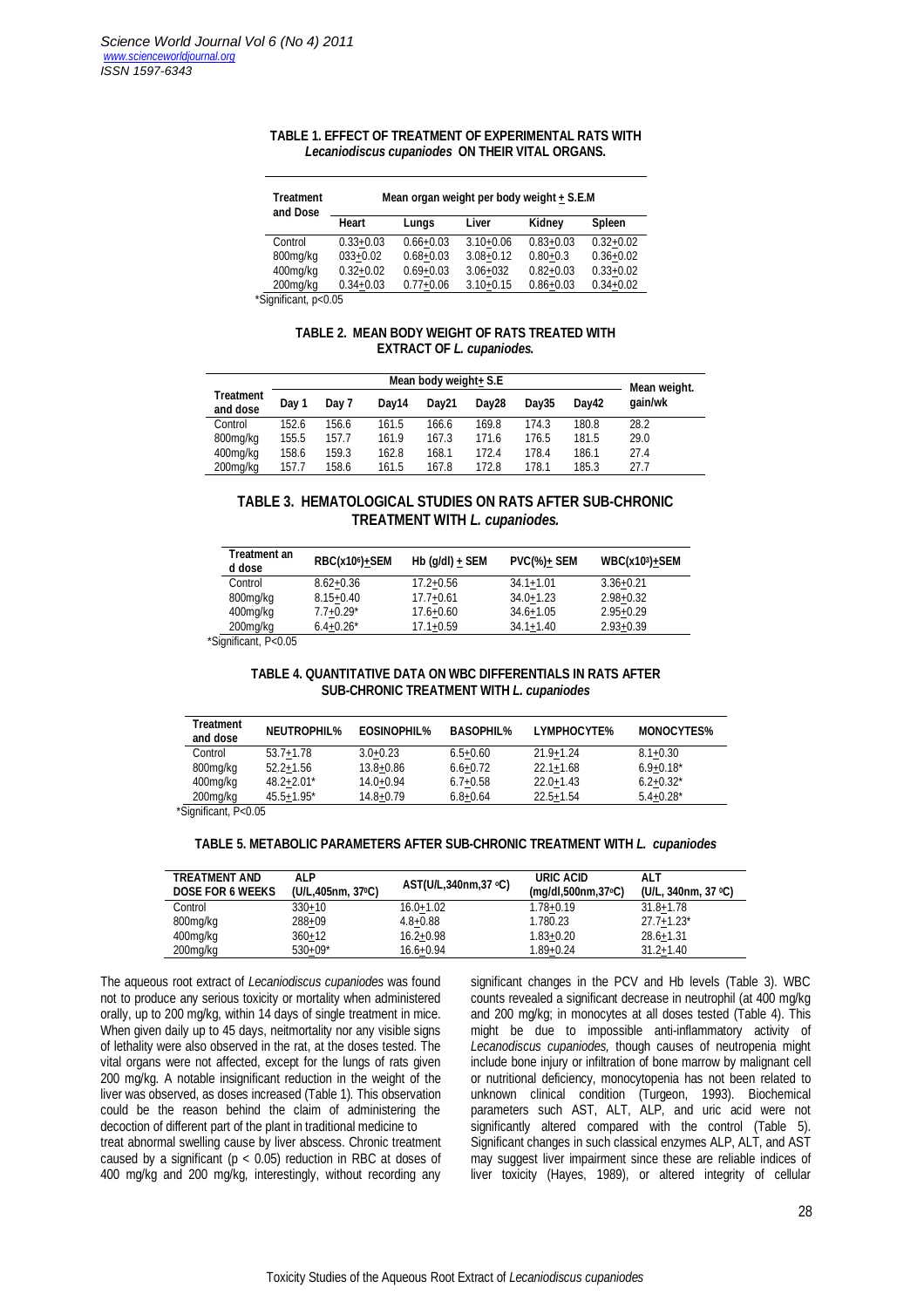**TABLE 1. EFFECT OF TREATMENT OF EXPERIMENTAL RATS WITH *Lecaniodiscus cupaniodes* ON THEIR VITAL ORGANS.**

| Treatment and Dose | Mean organ weight per body weight + S.E.M | | | | |
|---|---|---|---|---|---|
| | Heart | Lungs | Liver | Kidney | Spleen |
| Control | 0.33+0.03 | 0.66+0.03 | 3.10+0.06 | 0.83+0.03 | 0.32+0.02 |
| 800mg/kg | 033+0.02 | 0.68+0.03 | 3.08+0.12 | 0.80+0.3 | 0.36+0.02 |
| 400mg/kg | 0.32+0.02 | 0.69+0.03 | 3.06+032 | 0.82+0.03 | 0.33+0.02 |
| 200mg/kg | 0.34+0.03 | 0.77+0.06 | 3.10+0.15 | 0.86+0.03 | 0.34+0.02 |

*Significant, p<0.05

**TABLE 2. MEAN BODY WEIGHT OF RATS TREATED WITH EXTRACT OF *L. cupaniodes.***

| Treatment and dose | Mean body weight+ S.E | | | | | | | Mean weight. gain/wk |
|---|---|---|---|---|---|---|---|---|
| | Day 1 | Day 7 | Day14 | Day21 | Day28 | Day35 | Day42 | |
| Control | 152.6 | 156.6 | 161.5 | 166.6 | 169.8 | 174.3 | 180.8 | 28.2 |
| 800mg/kg | 155.5 | 157.7 | 161.9 | 167.3 | 171.6 | 176.5 | 181.5 | 29.0 |
| 400mg/kg | 158.6 | 159.3 | 162.8 | 168.1 | 172.4 | 178.4 | 186.1 | 27.4 |
| 200mg/kg | 157.7 | 158.6 | 161.5 | 167.8 | 172.8 | 178.1 | 185.3 | 27.7 |

**TABLE 3. HEMATOLOGICAL STUDIES ON RATS AFTER SUB-CHRONIC TREATMENT WITH *L. cupaniodes.***

| Treatment and dose | RBC($x10^6$)+SEM | Hb (g/dl) + SEM | PVC(%)+ SEM | WBC($x10^3$)+SEM |
|---|---|---|---|---|
| Control | 8.62+0.36 | 17.2+0.56 | 34.1+1.01 | 3.36+0.21 |
| 800mg/kg | 8.15+0.40 | 17.7+0.61 | 34.0+1.23 | 2.98+0.32 |
| 400mg/kg | 7.7+0.29* | 17.6+0.60 | 34.6+1.05 | 2.95+0.29 |
| 200mg/kg | 6.4+0.26* | 17.1+0.59 | 34.1+1.40 | 2.93+0.39 |

*Significant, P<0.05

**TABLE 4. QUANTITATIVE DATA ON WBC DIFFERENTIALS IN RATS AFTER SUB-CHRONIC TREATMENT WITH *L. cupaniodes***

| Treatment and dose | NEUTROPHIL% | EOSINOPHIL% | BASOPHIL% | LYMPHOCYTE% | MONOCYTES% |
|---|---|---|---|---|---|
| Control | 53.7+1.78 | 3.0+0.23 | 6.5+0.60 | 21.9+1.24 | 8.1+0.30 |
| 800mg/kg | 52.2+1.56 | 13.8+0.86 | 6.6+0.72 | 22.1+1.68 | 6.9+0.18* |
| 400mg/kg | 48.2+2.01* | 14.0+0.94 | 6.7+0.58 | 22.0+1.43 | 6.2+0.32* |
| 200mg/kg | 45.5+1.95* | 14.8+0.79 | 6.8+0.64 | 22.5+1.54 | 5.4+0.28* |

*Significant, P<0.05

**TABLE 5. METABOLIC PARAMETERS AFTER SUB-CHRONIC TREATMENT WITH *L. cupaniodes***

| TREATMENT AND DOSE FOR 6 WEEKS | ALP (U/L,405nm, 37°C) | AST(U/L,340nm,37 °C) | URIC ACID (mg/dl,500nm,37°C) | ALT (U/L, 340nm, 37 °C) |
|---|---|---|---|---|
| Control | 330+10 | 16.0+1.02 | 1.78+0.19 | 31.8+1.78 |
| 800mg/kg | 288+09 | 4.8+0.88 | 1.780.23 | 27.7+1.23* |
| 400mg/kg | 360+12 | 16.2+0.98 | 1.83+0.20 | 28.6+1.31 |
| 200mg/kg | 530+09* | 16.6+0.94 | 1.89+0.24 | 31.2+1.40 |

The aqueous root extract of *Lecaniodiscus cupaniodes* was found not to produce any serious toxicity or mortality when administered orally, up to 200 mg/kg, within 14 days of single treatment in mice. When given daily up to 45 days, neitmortality nor any visible signs of lethality were also observed in the rat, at the doses tested. The vital organs were not affected, except for the lungs of rats given 200 mg/kg. A notable insignificant reduction in the weight of the liver was observed, as doses increased (Table 1). This observation could be the reason behind the claim of administering the decoction of different part of the plant in traditional medicine to treat abnormal swelling cause by liver abscess. Chronic treatment caused by a significant ($p < 0.05$) reduction in RBC at doses of 400 mg/kg and 200 mg/kg, interestingly, without recording any significant changes in the PCV and Hb levels (Table 3). WBC counts revealed a significant decrease in neutrophil (at 400 mg/kg and 200 mg/kg; in monocytes at all doses tested (Table 4). This might be due to impossible anti-inflammatory activity of *Lecanodiscus cupaniodes,* though causes of neutropenia might include bone injury or infiltration of bone marrow by malignant cell or nutritional deficiency, monocytopenia has not been related to unknown clinical condition (Turgeon, 1993). Biochemical parameters such AST, ALT, ALP, and uric acid were not significantly altered compared with the control (Table 5). Significant changes in such classical enzymes ALP, ALT, and AST may suggest liver impairment since these are reliable indices of liver toxicity (Hayes, 1989), or altered integrity of cellular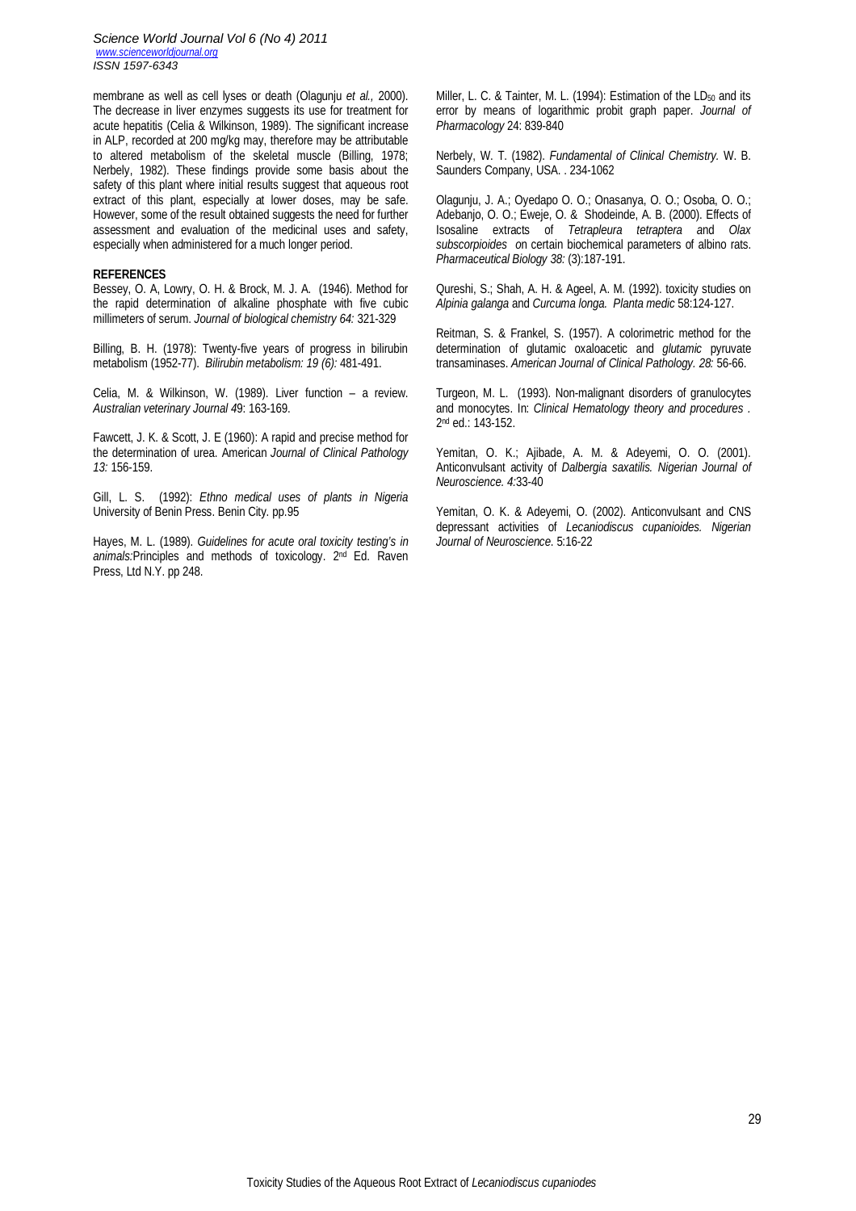membrane as well as cell lyses or death (Olagunju *et al.,* 2000). The decrease in liver enzymes suggests its use for treatment for acute hepatitis (Celia & Wilkinson, 1989). The significant increase in ALP, recorded at 200 mg/kg may, therefore may be attributable to altered metabolism of the skeletal muscle (Billing, 1978; Nerbely, 1982). These findings provide some basis about the safety of this plant where initial results suggest that aqueous root extract of this plant, especially at lower doses, may be safe. However, some of the result obtained suggests the need for further assessment and evaluation of the medicinal uses and safety, especially when administered for a much longer period.

**REFERENCES**

Bessey, O. A, Lowry, O. H. & Brock, M. J. A. (1946). Method for the rapid determination of alkaline phosphate with five cubic millimeters of serum. *Journal of biological chemistry 64:* 321-329

Billing, B. H. (1978): Twenty-five years of progress in bilirubin metabolism (1952-77). *Bilirubin metabolism: 19 (6):* 481-491.

Celia, M. & Wilkinson, W. (1989). Liver function – a review. *Australian veterinary Journal 4*9: 163-169.

Fawcett, J. K. & Scott, J. E (1960): A rapid and precise method for the determination of urea. American *Journal of Clinical Pathology 13:* 156-159.

Gill, L. S. (1992): *Ethno medical uses of plants in Nigeria* University of Benin Press. Benin City. pp.95

Hayes, M. L. (1989). *Guidelines for acute oral toxicity testing's in animals:*Principles and methods of toxicology. 2nd Ed. Raven Press, Ltd N.Y. pp 248.

Miller, L. C. & Tainter, M. L. (1994): Estimation of the $LD_{50}$ and its error by means of logarithmic probit graph paper. *Journal of Pharmacology* 24: 839-840

Nerbely, W. T. (1982). *Fundamental of Clinical Chemistry.* W. B. Saunders Company, USA. . 234-1062

Olagunju, J. A.; Oyedapo O. O.; Onasanya, O. O.; Osoba, O. O.; Adebanjo, O. O.; Eweje, O. & Shodeinde, A. B. (2000). Effects of Isosaline extracts of *Tetrapleura tetraptera* and *Olax subscorpioides* on certain biochemical parameters of albino rats. *Pharmaceutical Biology 38:* (3):187-191.

Qureshi, S.; Shah, A. H. & Ageel, A. M. (1992). toxicity studies on *Alpinia galanga* and *Curcuma longa. Planta medic* 58:124-127.

Reitman, S. & Frankel, S. (1957). A colorimetric method for the determination of glutamic oxaloacetic and *glutamic* pyruvate transaminases. *American Journal of Clinical Pathology. 28:* 56-66.

Turgeon, M. L. (1993). Non-malignant disorders of granulocytes and monocytes. In: *Clinical Hematology theory and procedures* . 2nd ed.: 143-152.

Yemitan, O. K.; Ajibade, A. M. & Adeyemi, O. O. (2001). Anticonvulsant activity of *Dalbergia saxatilis. Nigerian Journal of Neuroscience. 4*:33-40

Yemitan, O. K. & Adeyemi, O. (2002). Anticonvulsant and CNS depressant activities of *Lecaniodiscus cupanioides. Nigerian Journal of Neuroscience*. 5:16-22